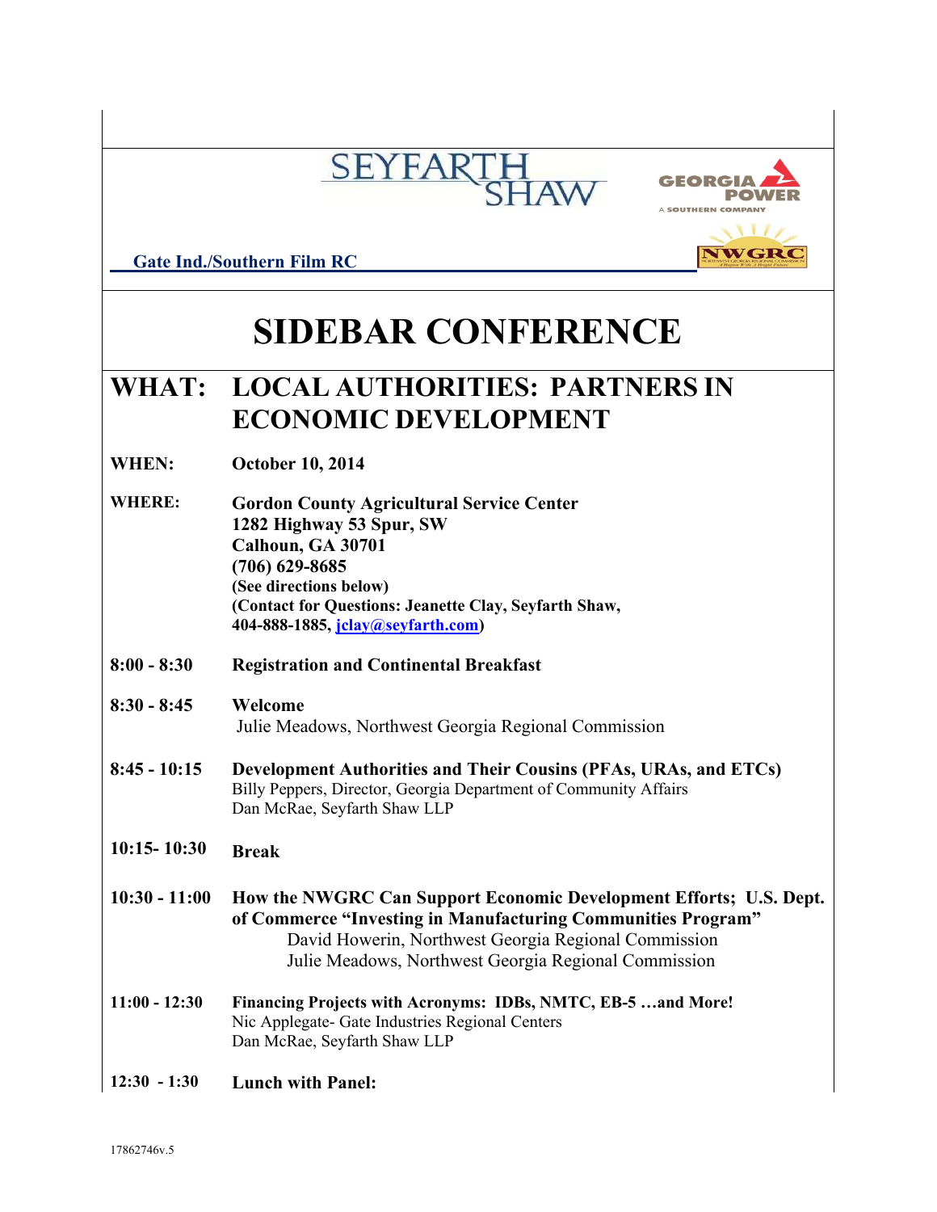Gate Ind./Southern Film RC

# SIDEBAR CONFERENCE

## WHAT: LOCAL AUTHORITIES: PARTNERS IN ECONOMIC DEVELOPMENT

**WHEN:** **October 10, 2014**

**WHERE:** **Gordon County Agricultural Service Center**
**1282 Highway 53 Spur, SW**
**Calhoun, GA 30701**
**(706) 629-8685**
**(See directions below)**
**(Contact for Questions: Jeanette Clay, Seyfarth Shaw, 404-888-1885, jclay@seyfarth.com)**

**8:00 - 8:30** **Registration and Continental Breakfast**

**8:30 - 8:45** **Welcome**
Julie Meadows, Northwest Georgia Regional Commission

**8:45 - 10:15** **Development Authorities and Their Cousins (PFAs, URAs, and ETCs)**
Billy Peppers, Director, Georgia Department of Community Affairs
Dan McRae, Seyfarth Shaw LLP

**10:15- 10:30** **Break**

**10:30 - 11:00** **How the NWGRC Can Support Economic Development Efforts; U.S. Dept. of Commerce "Investing in Manufacturing Communities Program"**
David Howerin, Northwest Georgia Regional Commission
Julie Meadows, Northwest Georgia Regional Commission

**11:00 - 12:30** **Financing Projects with Acronyms: IDBs, NMTC, EB-5 …and More!**
Nic Applegate- Gate Industries Regional Centers
Dan McRae, Seyfarth Shaw LLP

**12:30 - 1:30** **Lunch with Panel:**

17862746v.5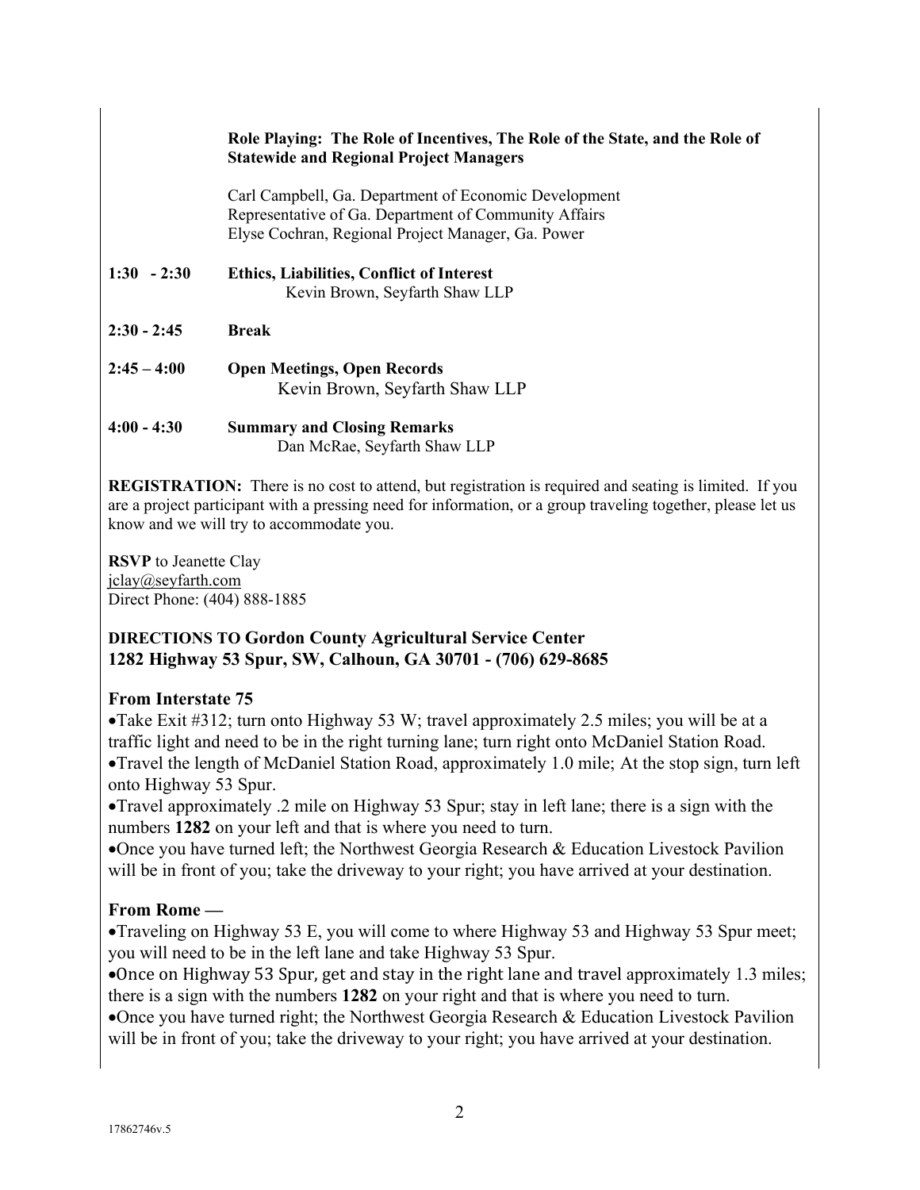| | |
|---|---|
| | **Role Playing: The Role of Incentives, The Role of the State, and the Role of Statewide and Regional Project Managers** |
| | Carl Campbell, Ga. Department of Economic Development<br>Representative of Ga. Department of Community Affairs<br>Elyse Cochran, Regional Project Manager, Ga. Power |
| **1:30 - 2:30** | **Ethics, Liabilities, Conflict of Interest**<br>Kevin Brown, Seyfarth Shaw LLP |
| **2:30 - 2:45** | **Break** |
| **2:45 – 4:00** | **Open Meetings, Open Records**<br>Kevin Brown, Seyfarth Shaw LLP |
| **4:00 - 4:30** | **Summary and Closing Remarks**<br>Dan McRae, Seyfarth Shaw LLP |

**REGISTRATION:** There is no cost to attend, but registration is required and seating is limited. If you are a project participant with a pressing need for information, or a group traveling together, please let us know and we will try to accommodate you.

**RSVP** to Jeanette Clay
jclay@seyfarth.com
Direct Phone: (404) 888-1885

**DIRECTIONS TO Gordon County Agricultural Service Center**
**1282 Highway 53 Spur, SW, Calhoun, GA 30701 - (706) 629-8685**

## From Interstate 75

- Take Exit #312; turn onto Highway 53 W; travel approximately 2.5 miles; you will be at a traffic light and need to be in the right turning lane; turn right onto McDaniel Station Road.
- Travel the length of McDaniel Station Road, approximately 1.0 mile; At the stop sign, turn left onto Highway 53 Spur.
- Travel approximately .2 mile on Highway 53 Spur; stay in left lane; there is a sign with the numbers **1282** on your left and that is where you need to turn.
- Once you have turned left; the Northwest Georgia Research & Education Livestock Pavilion will be in front of you; take the driveway to your right; you have arrived at your destination.

## From Rome —

- Traveling on Highway 53 E, you will come to where Highway 53 and Highway 53 Spur meet; you will need to be in the left lane and take Highway 53 Spur.
- Once on Highway 53 Spur, get and stay in the right lane and travel approximately 1.3 miles; there is a sign with the numbers **1282** on your right and that is where you need to turn.
- Once you have turned right; the Northwest Georgia Research & Education Livestock Pavilion will be in front of you; take the driveway to your right; you have arrived at your destination.

17862746v.5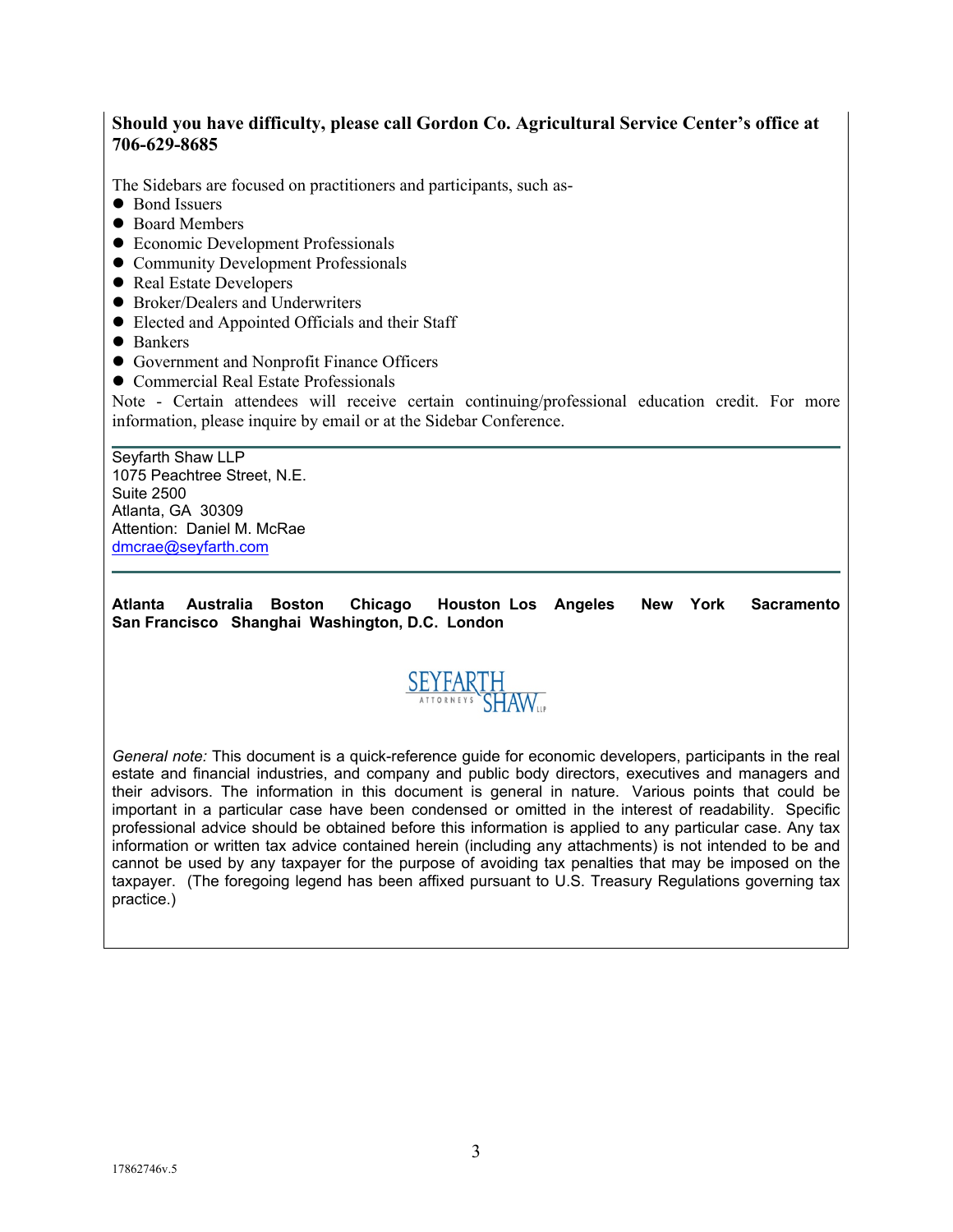**Should you have difficulty, please call Gordon Co. Agricultural Service Center's office at 706-629-8685**

The Sidebars are focused on practitioners and participants, such as-

- Bond Issuers
- Board Members
- Economic Development Professionals
- Community Development Professionals
- Real Estate Developers
- Broker/Dealers and Underwriters
- Elected and Appointed Officials and their Staff
- Bankers
- Government and Nonprofit Finance Officers
- Commercial Real Estate Professionals

Note - Certain attendees will receive certain continuing/professional education credit. For more information, please inquire by email or at the Sidebar Conference.

---

Seyfarth Shaw LLP
1075 Peachtree Street, N.E.
Suite 2500
Atlanta, GA 30309
Attention: Daniel M. McRae
dmcrae@seyfarth.com

---

**Atlanta Australia Boston Chicago Houston Los Angeles New York Sacramento San Francisco Shanghai Washington, D.C. London**

SEYFARTH ATTORNEYS SHAW LLP

*General note:* This document is a quick-reference guide for economic developers, participants in the real estate and financial industries, and company and public body directors, executives and managers and their advisors. The information in this document is general in nature. Various points that could be important in a particular case have been condensed or omitted in the interest of readability. Specific professional advice should be obtained before this information is applied to any particular case. Any tax information or written tax advice contained herein (including any attachments) is not intended to be and cannot be used by any taxpayer for the purpose of avoiding tax penalties that may be imposed on the taxpayer. (The foregoing legend has been affixed pursuant to U.S. Treasury Regulations governing tax practice.)

17862746v.5